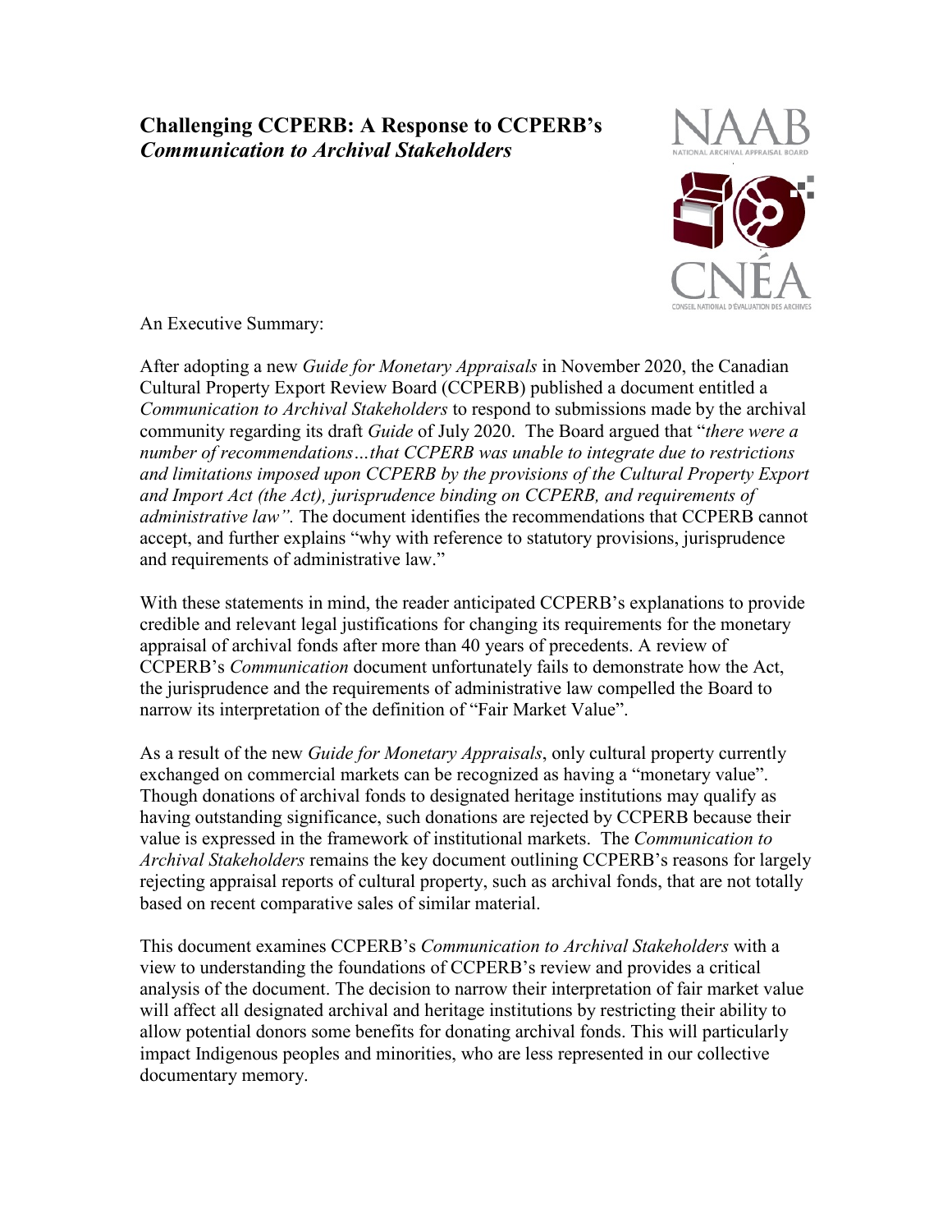# Challenging CCPERB: A Response to CCPERB's *Communication to Archival Stakeholders*

NAAB
NATIONAL ARCHIVAL APPRAISAL BOARD

CNÉA
CONSEIL NATIONAL D'ÉVALUATION DES ARCHIVES

An Executive Summary:

After adopting a new *Guide for Monetary Appraisals* in November 2020, the Canadian Cultural Property Export Review Board (CCPERB) published a document entitled a *Communication to Archival Stakeholders* to respond to submissions made by the archival community regarding its draft *Guide* of July 2020. The Board argued that "*there were a number of recommendations…that CCPERB was unable to integrate due to restrictions and limitations imposed upon CCPERB by the provisions of the Cultural Property Export and Import Act (the Act), jurisprudence binding on CCPERB, and requirements of administrative law".* The document identifies the recommendations that CCPERB cannot accept, and further explains "why with reference to statutory provisions, jurisprudence and requirements of administrative law."

With these statements in mind, the reader anticipated CCPERB's explanations to provide credible and relevant legal justifications for changing its requirements for the monetary appraisal of archival fonds after more than 40 years of precedents. A review of CCPERB's *Communication* document unfortunately fails to demonstrate how the Act, the jurisprudence and the requirements of administrative law compelled the Board to narrow its interpretation of the definition of "Fair Market Value".

As a result of the new *Guide for Monetary Appraisals*, only cultural property currently exchanged on commercial markets can be recognized as having a "monetary value". Though donations of archival fonds to designated heritage institutions may qualify as having outstanding significance, such donations are rejected by CCPERB because their value is expressed in the framework of institutional markets. The *Communication to Archival Stakeholders* remains the key document outlining CCPERB's reasons for largely rejecting appraisal reports of cultural property, such as archival fonds, that are not totally based on recent comparative sales of similar material.

This document examines CCPERB's *Communication to Archival Stakeholders* with a view to understanding the foundations of CCPERB's review and provides a critical analysis of the document. The decision to narrow their interpretation of fair market value will affect all designated archival and heritage institutions by restricting their ability to allow potential donors some benefits for donating archival fonds. This will particularly impact Indigenous peoples and minorities, who are less represented in our collective documentary memory.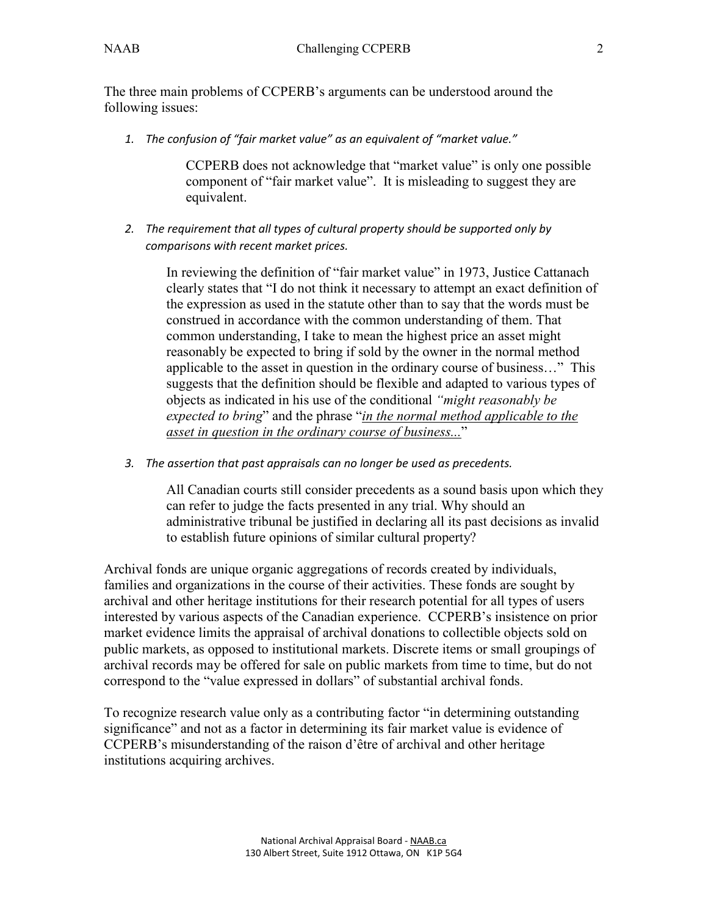The three main problems of CCPERB's arguments can be understood around the following issues:

1. *The confusion of "fair market value" as an equivalent of "market value."*

   CCPERB does not acknowledge that "market value" is only one possible component of "fair market value". It is misleading to suggest they are equivalent.

2. *The requirement that all types of cultural property should be supported only by comparisons with recent market prices.*

   In reviewing the definition of "fair market value" in 1973, Justice Cattanach clearly states that "I do not think it necessary to attempt an exact definition of the expression as used in the statute other than to say that the words must be construed in accordance with the common understanding of them. That common understanding, I take to mean the highest price an asset might reasonably be expected to bring if sold by the owner in the normal method applicable to the asset in question in the ordinary course of business…" This suggests that the definition should be flexible and adapted to various types of objects as indicated in his use of the conditional *"might reasonably be expected to bring*" and the phrase "*<u>in the normal method applicable to the asset in question in the ordinary course of business...</u>*"

3. *The assertion that past appraisals can no longer be used as precedents.*

   All Canadian courts still consider precedents as a sound basis upon which they can refer to judge the facts presented in any trial. Why should an administrative tribunal be justified in declaring all its past decisions as invalid to establish future opinions of similar cultural property?

Archival fonds are unique organic aggregations of records created by individuals, families and organizations in the course of their activities. These fonds are sought by archival and other heritage institutions for their research potential for all types of users interested by various aspects of the Canadian experience. CCPERB's insistence on prior market evidence limits the appraisal of archival donations to collectible objects sold on public markets, as opposed to institutional markets. Discrete items or small groupings of archival records may be offered for sale on public markets from time to time, but do not correspond to the "value expressed in dollars" of substantial archival fonds.

To recognize research value only as a contributing factor "in determining outstanding significance" and not as a factor in determining its fair market value is evidence of CCPERB's misunderstanding of the raison d'être of archival and other heritage institutions acquiring archives.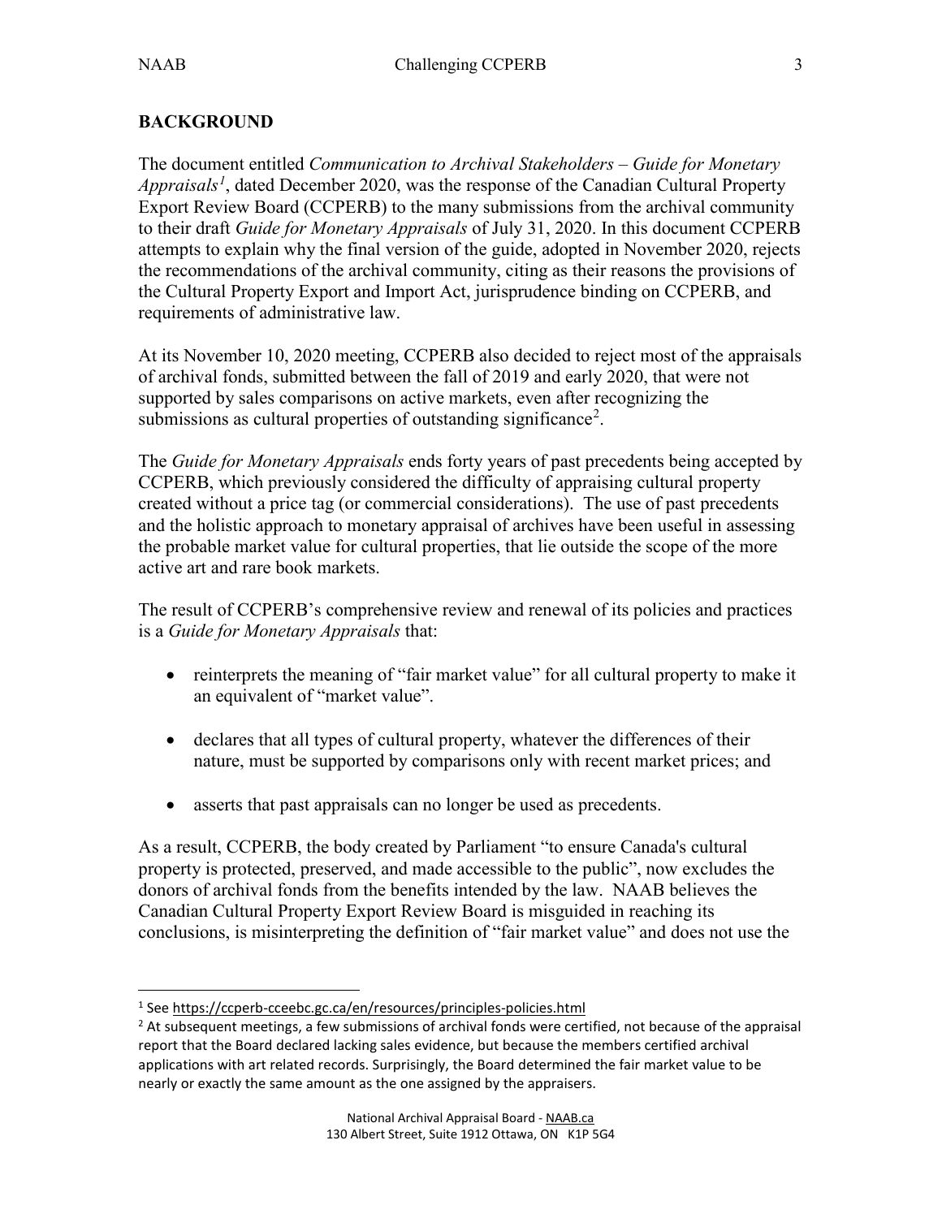## BACKGROUND

The document entitled *Communication to Archival Stakeholders – Guide for Monetary Appraisals*[1], dated December 2020, was the response of the Canadian Cultural Property Export Review Board (CCPERB) to the many submissions from the archival community to their draft *Guide for Monetary Appraisals* of July 31, 2020. In this document CCPERB attempts to explain why the final version of the guide, adopted in November 2020, rejects the recommendations of the archival community, citing as their reasons the provisions of the Cultural Property Export and Import Act, jurisprudence binding on CCPERB, and requirements of administrative law.

At its November 10, 2020 meeting, CCPERB also decided to reject most of the appraisals of archival fonds, submitted between the fall of 2019 and early 2020, that were not supported by sales comparisons on active markets, even after recognizing the submissions as cultural properties of outstanding significance[2].

The *Guide for Monetary Appraisals* ends forty years of past precedents being accepted by CCPERB, which previously considered the difficulty of appraising cultural property created without a price tag (or commercial considerations). The use of past precedents and the holistic approach to monetary appraisal of archives have been useful in assessing the probable market value for cultural properties, that lie outside the scope of the more active art and rare book markets.

The result of CCPERB's comprehensive review and renewal of its policies and practices is a *Guide for Monetary Appraisals* that:

- reinterprets the meaning of "fair market value" for all cultural property to make it an equivalent of "market value".
- declares that all types of cultural property, whatever the differences of their nature, must be supported by comparisons only with recent market prices; and
- asserts that past appraisals can no longer be used as precedents.

As a result, CCPERB, the body created by Parliament "to ensure Canada's cultural property is protected, preserved, and made accessible to the public", now excludes the donors of archival fonds from the benefits intended by the law. NAAB believes the Canadian Cultural Property Export Review Board is misguided in reaching its conclusions, is misinterpreting the definition of "fair market value" and does not use the

---

[1] See https://ccperb-cceebc.gc.ca/en/resources/principles-policies.html

[2] At subsequent meetings, a few submissions of archival fonds were certified, not because of the appraisal report that the Board declared lacking sales evidence, but because the members certified archival applications with art related records. Surprisingly, the Board determined the fair market value to be nearly or exactly the same amount as the one assigned by the appraisers.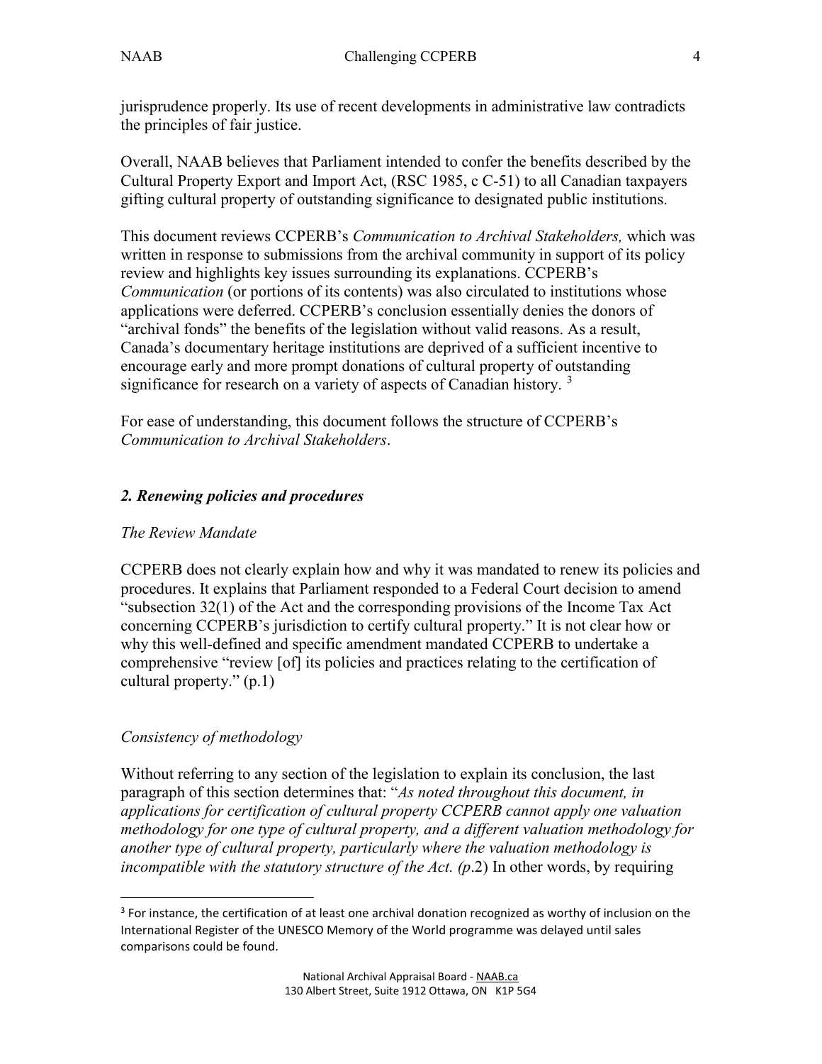jurisprudence properly. Its use of recent developments in administrative law contradicts the principles of fair justice.

Overall, NAAB believes that Parliament intended to confer the benefits described by the Cultural Property Export and Import Act, (RSC 1985, c C-51) to all Canadian taxpayers gifting cultural property of outstanding significance to designated public institutions.

This document reviews CCPERB's *Communication to Archival Stakeholders,* which was written in response to submissions from the archival community in support of its policy review and highlights key issues surrounding its explanations. CCPERB's *Communication* (or portions of its contents) was also circulated to institutions whose applications were deferred. CCPERB's conclusion essentially denies the donors of "archival fonds" the benefits of the legislation without valid reasons. As a result, Canada's documentary heritage institutions are deprived of a sufficient incentive to encourage early and more prompt donations of cultural property of outstanding significance for research on a variety of aspects of Canadian history. [3]

For ease of understanding, this document follows the structure of CCPERB's *Communication to Archival Stakeholders*.

## *2. Renewing policies and procedures*

*The Review Mandate*

CCPERB does not clearly explain how and why it was mandated to renew its policies and procedures. It explains that Parliament responded to a Federal Court decision to amend "subsection 32(1) of the Act and the corresponding provisions of the Income Tax Act concerning CCPERB's jurisdiction to certify cultural property." It is not clear how or why this well-defined and specific amendment mandated CCPERB to undertake a comprehensive "review [of] its policies and practices relating to the certification of cultural property." (p.1)

*Consistency of methodology*

Without referring to any section of the legislation to explain its conclusion, the last paragraph of this section determines that: "*As noted throughout this document, in applications for certification of cultural property CCPERB cannot apply one valuation methodology for one type of cultural property, and a different valuation methodology for another type of cultural property, particularly where the valuation methodology is incompatible with the statutory structure of the Act. (p*.2) In other words, by requiring

[3] For instance, the certification of at least one archival donation recognized as worthy of inclusion on the International Register of the UNESCO Memory of the World programme was delayed until sales comparisons could be found.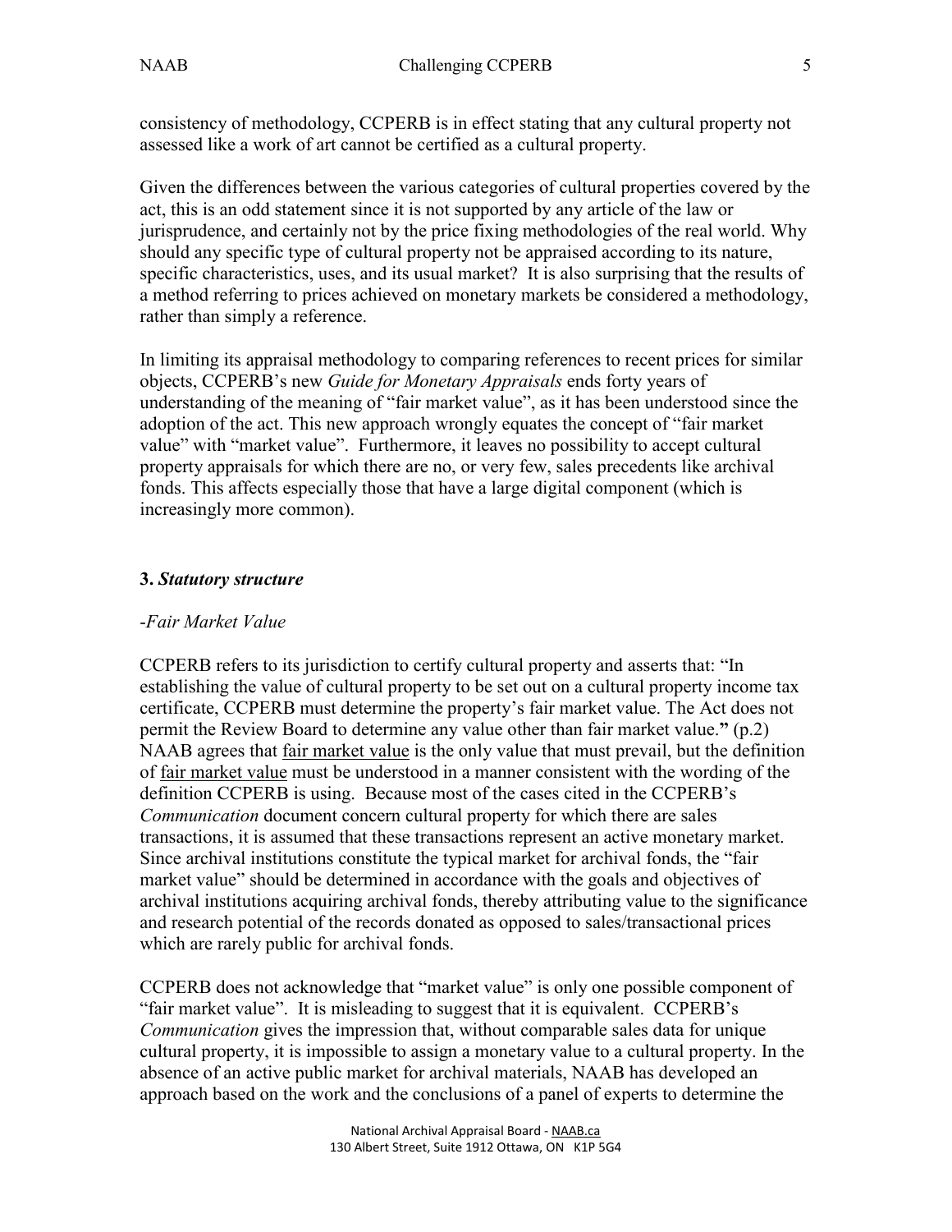consistency of methodology, CCPERB is in effect stating that any cultural property not assessed like a work of art cannot be certified as a cultural property.

Given the differences between the various categories of cultural properties covered by the act, this is an odd statement since it is not supported by any article of the law or jurisprudence, and certainly not by the price fixing methodologies of the real world. Why should any specific type of cultural property not be appraised according to its nature, specific characteristics, uses, and its usual market? It is also surprising that the results of a method referring to prices achieved on monetary markets be considered a methodology, rather than simply a reference.

In limiting its appraisal methodology to comparing references to recent prices for similar objects, CCPERB's new *Guide for Monetary Appraisals* ends forty years of understanding of the meaning of "fair market value", as it has been understood since the adoption of the act. This new approach wrongly equates the concept of "fair market value" with "market value". Furthermore, it leaves no possibility to accept cultural property appraisals for which there are no, or very few, sales precedents like archival fonds. This affects especially those that have a large digital component (which is increasingly more common).

### 3. *Statutory structure*

*-Fair Market Value*

CCPERB refers to its jurisdiction to certify cultural property and asserts that: "In establishing the value of cultural property to be set out on a cultural property income tax certificate, CCPERB must determine the property's fair market value. The Act does not permit the Review Board to determine any value other than fair market value.**"** (p.2) NAAB agrees that <u>fair market value</u> is the only value that must prevail, but the definition of <u>fair market value</u> must be understood in a manner consistent with the wording of the definition CCPERB is using. Because most of the cases cited in the CCPERB's *Communication* document concern cultural property for which there are sales transactions, it is assumed that these transactions represent an active monetary market. Since archival institutions constitute the typical market for archival fonds, the "fair market value" should be determined in accordance with the goals and objectives of archival institutions acquiring archival fonds, thereby attributing value to the significance and research potential of the records donated as opposed to sales/transactional prices which are rarely public for archival fonds.

CCPERB does not acknowledge that "market value" is only one possible component of "fair market value". It is misleading to suggest that it is equivalent. CCPERB's *Communication* gives the impression that, without comparable sales data for unique cultural property, it is impossible to assign a monetary value to a cultural property. In the absence of an active public market for archival materials, NAAB has developed an approach based on the work and the conclusions of a panel of experts to determine the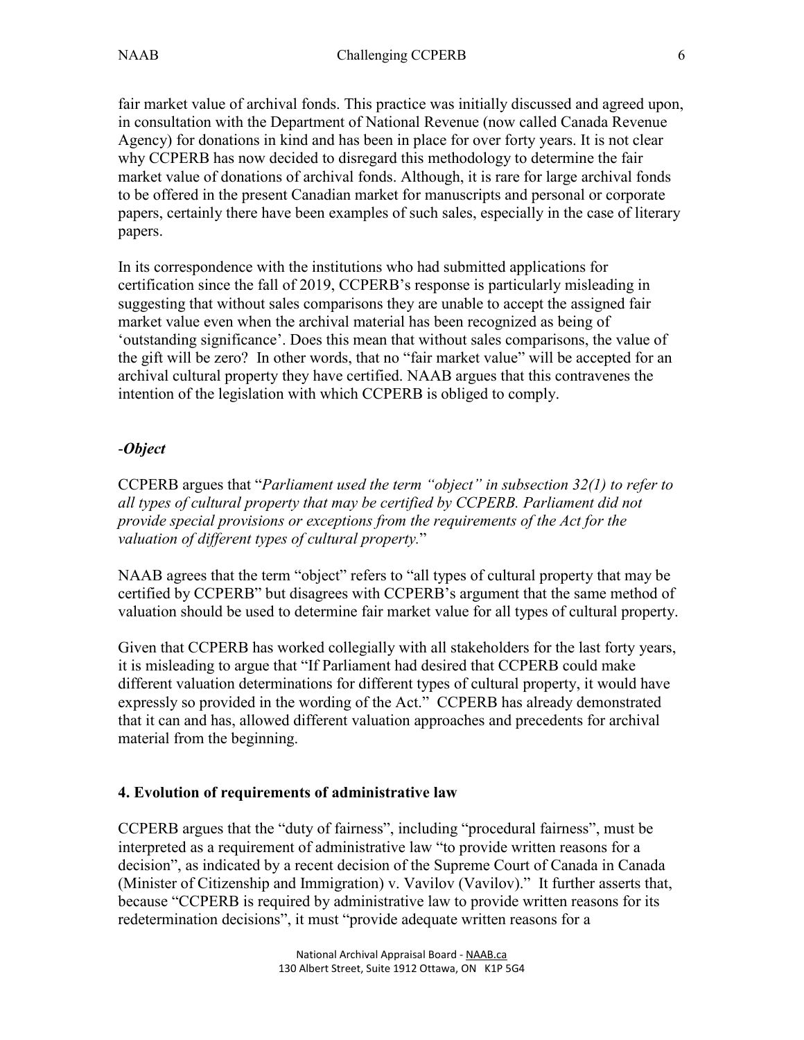fair market value of archival fonds. This practice was initially discussed and agreed upon, in consultation with the Department of National Revenue (now called Canada Revenue Agency) for donations in kind and has been in place for over forty years. It is not clear why CCPERB has now decided to disregard this methodology to determine the fair market value of donations of archival fonds. Although, it is rare for large archival fonds to be offered in the present Canadian market for manuscripts and personal or corporate papers, certainly there have been examples of such sales, especially in the case of literary papers.

In its correspondence with the institutions who had submitted applications for certification since the fall of 2019, CCPERB's response is particularly misleading in suggesting that without sales comparisons they are unable to accept the assigned fair market value even when the archival material has been recognized as being of 'outstanding significance'. Does this mean that without sales comparisons, the value of the gift will be zero? In other words, that no "fair market value" will be accepted for an archival cultural property they have certified. NAAB argues that this contravenes the intention of the legislation with which CCPERB is obliged to comply.

*-Object*

CCPERB argues that "*Parliament used the term "object" in subsection 32(1) to refer to all types of cultural property that may be certified by CCPERB. Parliament did not provide special provisions or exceptions from the requirements of the Act for the valuation of different types of cultural property.*"

NAAB agrees that the term "object" refers to "all types of cultural property that may be certified by CCPERB" but disagrees with CCPERB's argument that the same method of valuation should be used to determine fair market value for all types of cultural property.

Given that CCPERB has worked collegially with all stakeholders for the last forty years, it is misleading to argue that "If Parliament had desired that CCPERB could make different valuation determinations for different types of cultural property, it would have expressly so provided in the wording of the Act." CCPERB has already demonstrated that it can and has, allowed different valuation approaches and precedents for archival material from the beginning.

**4. Evolution of requirements of administrative law**

CCPERB argues that the "duty of fairness", including "procedural fairness", must be interpreted as a requirement of administrative law "to provide written reasons for a decision", as indicated by a recent decision of the Supreme Court of Canada in Canada (Minister of Citizenship and Immigration) v. Vavilov (Vavilov)." It further asserts that, because "CCPERB is required by administrative law to provide written reasons for its redetermination decisions", it must "provide adequate written reasons for a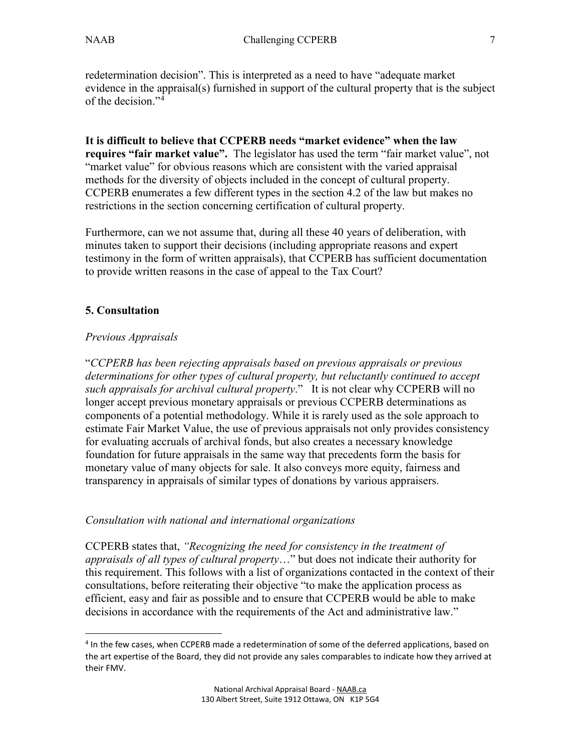redetermination decision". This is interpreted as a need to have "adequate market evidence in the appraisal(s) furnished in support of the cultural property that is the subject of the decision."[4]

**It is difficult to believe that CCPERB needs "market evidence" when the law requires "fair market value".** The legislator has used the term "fair market value", not "market value" for obvious reasons which are consistent with the varied appraisal methods for the diversity of objects included in the concept of cultural property. CCPERB enumerates a few different types in the section 4.2 of the law but makes no restrictions in the section concerning certification of cultural property.

Furthermore, can we not assume that, during all these 40 years of deliberation, with minutes taken to support their decisions (including appropriate reasons and expert testimony in the form of written appraisals), that CCPERB has sufficient documentation to provide written reasons in the case of appeal to the Tax Court?

## 5. Consultation

### *Previous Appraisals*

"*CCPERB has been rejecting appraisals based on previous appraisals or previous determinations for other types of cultural property, but reluctantly continued to accept such appraisals for archival cultural property*." It is not clear why CCPERB will no longer accept previous monetary appraisals or previous CCPERB determinations as components of a potential methodology. While it is rarely used as the sole approach to estimate Fair Market Value, the use of previous appraisals not only provides consistency for evaluating accruals of archival fonds, but also creates a necessary knowledge foundation for future appraisals in the same way that precedents form the basis for monetary value of many objects for sale. It also conveys more equity, fairness and transparency in appraisals of similar types of donations by various appraisers.

### *Consultation with national and international organizations*

CCPERB states that, *"Recognizing the need for consistency in the treatment of appraisals of all types of cultural property*…" but does not indicate their authority for this requirement. This follows with a list of organizations contacted in the context of their consultations, before reiterating their objective "to make the application process as efficient, easy and fair as possible and to ensure that CCPERB would be able to make decisions in accordance with the requirements of the Act and administrative law."

---

[4] In the few cases, when CCPERB made a redetermination of some of the deferred applications, based on the art expertise of the Board, they did not provide any sales comparables to indicate how they arrived at their FMV.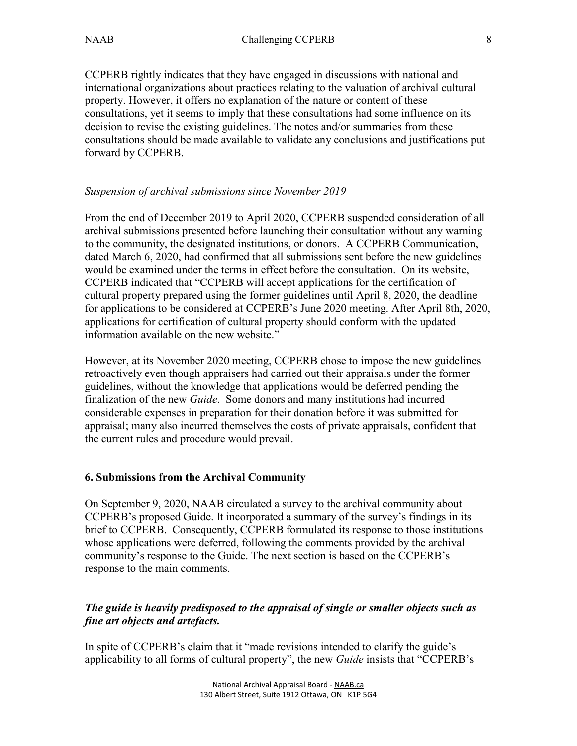CCPERB rightly indicates that they have engaged in discussions with national and international organizations about practices relating to the valuation of archival cultural property. However, it offers no explanation of the nature or content of these consultations, yet it seems to imply that these consultations had some influence on its decision to revise the existing guidelines. The notes and/or summaries from these consultations should be made available to validate any conclusions and justifications put forward by CCPERB.

*Suspension of archival submissions since November 2019*

From the end of December 2019 to April 2020, CCPERB suspended consideration of all archival submissions presented before launching their consultation without any warning to the community, the designated institutions, or donors. A CCPERB Communication, dated March 6, 2020, had confirmed that all submissions sent before the new guidelines would be examined under the terms in effect before the consultation. On its website, CCPERB indicated that "CCPERB will accept applications for the certification of cultural property prepared using the former guidelines until April 8, 2020, the deadline for applications to be considered at CCPERB's June 2020 meeting. After April 8th, 2020, applications for certification of cultural property should conform with the updated information available on the new website."

However, at its November 2020 meeting, CCPERB chose to impose the new guidelines retroactively even though appraisers had carried out their appraisals under the former guidelines, without the knowledge that applications would be deferred pending the finalization of the new *Guide*. Some donors and many institutions had incurred considerable expenses in preparation for their donation before it was submitted for appraisal; many also incurred themselves the costs of private appraisals, confident that the current rules and procedure would prevail.

## 6. Submissions from the Archival Community

On September 9, 2020, NAAB circulated a survey to the archival community about CCPERB's proposed Guide. It incorporated a summary of the survey's findings in its brief to CCPERB. Consequently, CCPERB formulated its response to those institutions whose applications were deferred, following the comments provided by the archival community's response to the Guide. The next section is based on the CCPERB's response to the main comments.

### ***The guide is heavily predisposed to the appraisal of single or smaller objects such as fine art objects and artefacts.***

In spite of CCPERB's claim that it "made revisions intended to clarify the guide's applicability to all forms of cultural property", the new *Guide* insists that "CCPERB's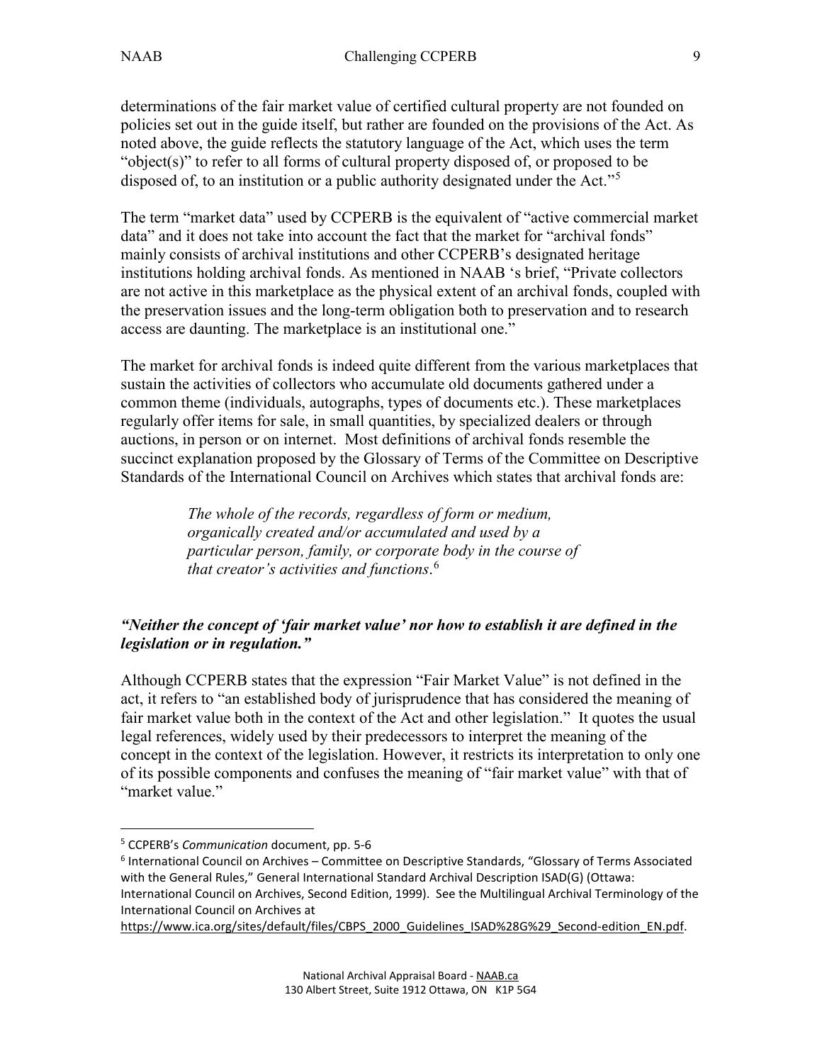determinations of the fair market value of certified cultural property are not founded on policies set out in the guide itself, but rather are founded on the provisions of the Act. As noted above, the guide reflects the statutory language of the Act, which uses the term "object(s)" to refer to all forms of cultural property disposed of, or proposed to be disposed of, to an institution or a public authority designated under the Act."[5]

The term "market data" used by CCPERB is the equivalent of "active commercial market data" and it does not take into account the fact that the market for "archival fonds" mainly consists of archival institutions and other CCPERB's designated heritage institutions holding archival fonds. As mentioned in NAAB 's brief, "Private collectors are not active in this marketplace as the physical extent of an archival fonds, coupled with the preservation issues and the long-term obligation both to preservation and to research access are daunting. The marketplace is an institutional one."

The market for archival fonds is indeed quite different from the various marketplaces that sustain the activities of collectors who accumulate old documents gathered under a common theme (individuals, autographs, types of documents etc.). These marketplaces regularly offer items for sale, in small quantities, by specialized dealers or through auctions, in person or on internet. Most definitions of archival fonds resemble the succinct explanation proposed by the Glossary of Terms of the Committee on Descriptive Standards of the International Council on Archives which states that archival fonds are:

> *The whole of the records, regardless of form or medium, organically created and/or accumulated and used by a particular person, family, or corporate body in the course of that creator's activities and functions*.[6]

### *"Neither the concept of 'fair market value' nor how to establish it are defined in the legislation or in regulation."*

Although CCPERB states that the expression "Fair Market Value" is not defined in the act, it refers to "an established body of jurisprudence that has considered the meaning of fair market value both in the context of the Act and other legislation." It quotes the usual legal references, widely used by their predecessors to interpret the meaning of the concept in the context of the legislation. However, it restricts its interpretation to only one of its possible components and confuses the meaning of "fair market value" with that of "market value."

---

[5] CCPERB's *Communication* document, pp. 5-6

[6] International Council on Archives – Committee on Descriptive Standards, "Glossary of Terms Associated with the General Rules," General International Standard Archival Description ISAD(G) (Ottawa: International Council on Archives, Second Edition, 1999). See the Multilingual Archival Terminology of the International Council on Archives at https://www.ica.org/sites/default/files/CBPS_2000_Guidelines_ISAD%28G%29_Second-edition_EN.pdf.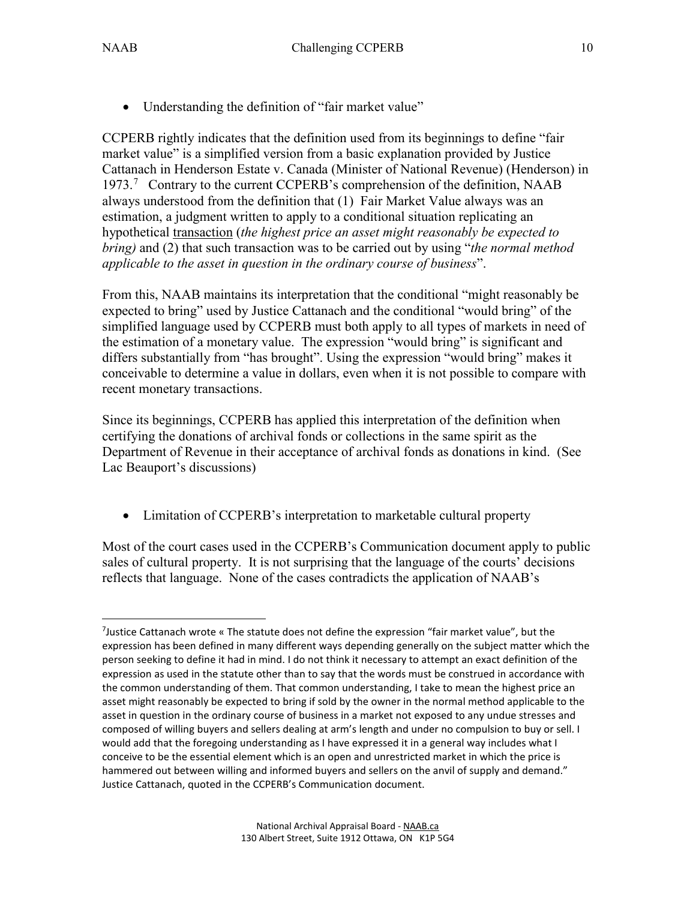- Understanding the definition of "fair market value"

CCPERB rightly indicates that the definition used from its beginnings to define "fair market value" is a simplified version from a basic explanation provided by Justice Cattanach in Henderson Estate v. Canada (Minister of National Revenue) (Henderson) in 1973.[7] Contrary to the current CCPERB's comprehension of the definition, NAAB always understood from the definition that (1) Fair Market Value always was an estimation, a judgment written to apply to a conditional situation replicating an hypothetical <u>transaction</u> (*the highest price an asset might reasonably be expected to bring)* and (2) that such transaction was to be carried out by using "*the normal method applicable to the asset in question in the ordinary course of business*".

From this, NAAB maintains its interpretation that the conditional "might reasonably be expected to bring" used by Justice Cattanach and the conditional "would bring" of the simplified language used by CCPERB must both apply to all types of markets in need of the estimation of a monetary value. The expression "would bring" is significant and differs substantially from "has brought". Using the expression "would bring" makes it conceivable to determine a value in dollars, even when it is not possible to compare with recent monetary transactions.

Since its beginnings, CCPERB has applied this interpretation of the definition when certifying the donations of archival fonds or collections in the same spirit as the Department of Revenue in their acceptance of archival fonds as donations in kind. (See Lac Beauport's discussions)

- Limitation of CCPERB's interpretation to marketable cultural property

Most of the court cases used in the CCPERB's Communication document apply to public sales of cultural property. It is not surprising that the language of the courts' decisions reflects that language. None of the cases contradicts the application of NAAB's

---

[7]Justice Cattanach wrote « The statute does not define the expression "fair market value", but the expression has been defined in many different ways depending generally on the subject matter which the person seeking to define it had in mind. I do not think it necessary to attempt an exact definition of the expression as used in the statute other than to say that the words must be construed in accordance with the common understanding of them. That common understanding, I take to mean the highest price an asset might reasonably be expected to bring if sold by the owner in the normal method applicable to the asset in question in the ordinary course of business in a market not exposed to any undue stresses and composed of willing buyers and sellers dealing at arm's length and under no compulsion to buy or sell. I would add that the foregoing understanding as I have expressed it in a general way includes what I conceive to be the essential element which is an open and unrestricted market in which the price is hammered out between willing and informed buyers and sellers on the anvil of supply and demand." Justice Cattanach, quoted in the CCPERB's Communication document.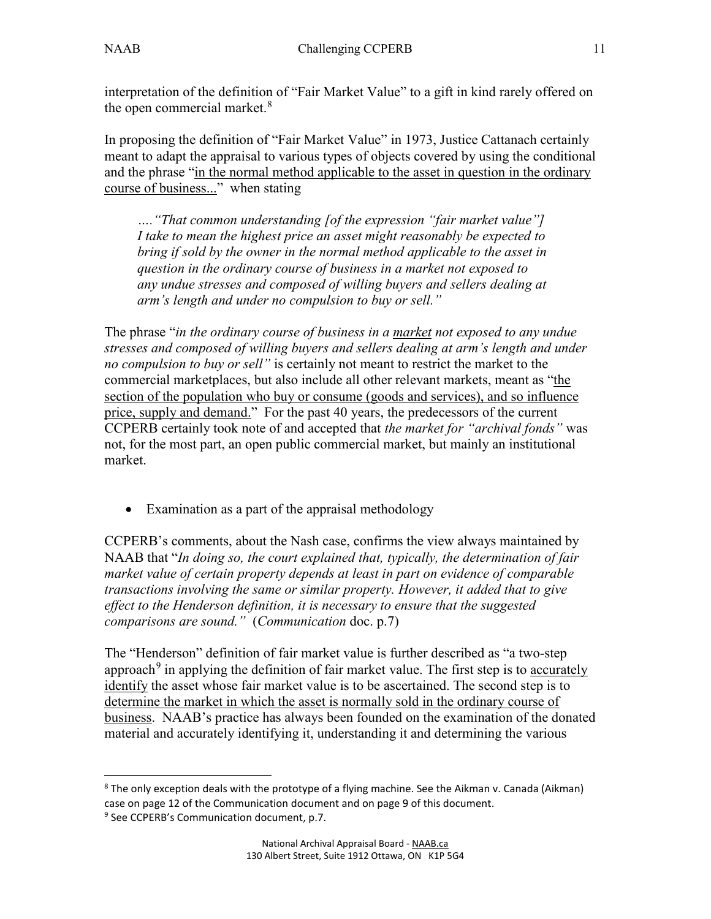interpretation of the definition of "Fair Market Value" to a gift in kind rarely offered on the open commercial market.[8]

In proposing the definition of "Fair Market Value" in 1973, Justice Cattanach certainly meant to adapt the appraisal to various types of objects covered by using the conditional and the phrase "in the normal method applicable to the asset in question in the ordinary course of business..." when stating

> *…."That common understanding [of the expression "fair market value"] I take to mean the highest price an asset might reasonably be expected to bring if sold by the owner in the normal method applicable to the asset in question in the ordinary course of business in a market not exposed to any undue stresses and composed of willing buyers and sellers dealing at arm's length and under no compulsion to buy or sell."*

The phrase "*in the ordinary course of business in a market not exposed to any undue stresses and composed of willing buyers and sellers dealing at arm's length and under no compulsion to buy or sell"* is certainly not meant to restrict the market to the commercial marketplaces, but also include all other relevant markets, meant as "the section of the population who buy or consume (goods and services), and so influence price, supply and demand." For the past 40 years, the predecessors of the current CCPERB certainly took note of and accepted that *the market for "archival fonds"* was not, for the most part, an open public commercial market, but mainly an institutional market.

- Examination as a part of the appraisal methodology

CCPERB's comments, about the Nash case, confirms the view always maintained by NAAB that "*In doing so, the court explained that, typically, the determination of fair market value of certain property depends at least in part on evidence of comparable transactions involving the same or similar property. However, it added that to give effect to the Henderson definition, it is necessary to ensure that the suggested comparisons are sound."* (*Communication* doc. p.7)

The "Henderson" definition of fair market value is further described as "a two-step approach[9] in applying the definition of fair market value. The first step is to accurately identify the asset whose fair market value is to be ascertained. The second step is to determine the market in which the asset is normally sold in the ordinary course of business. NAAB's practice has always been founded on the examination of the donated material and accurately identifying it, understanding it and determining the various

---

[8] The only exception deals with the prototype of a flying machine. See the Aikman v. Canada (Aikman) case on page 12 of the Communication document and on page 9 of this document.

[9] See CCPERB's Communication document, p.7.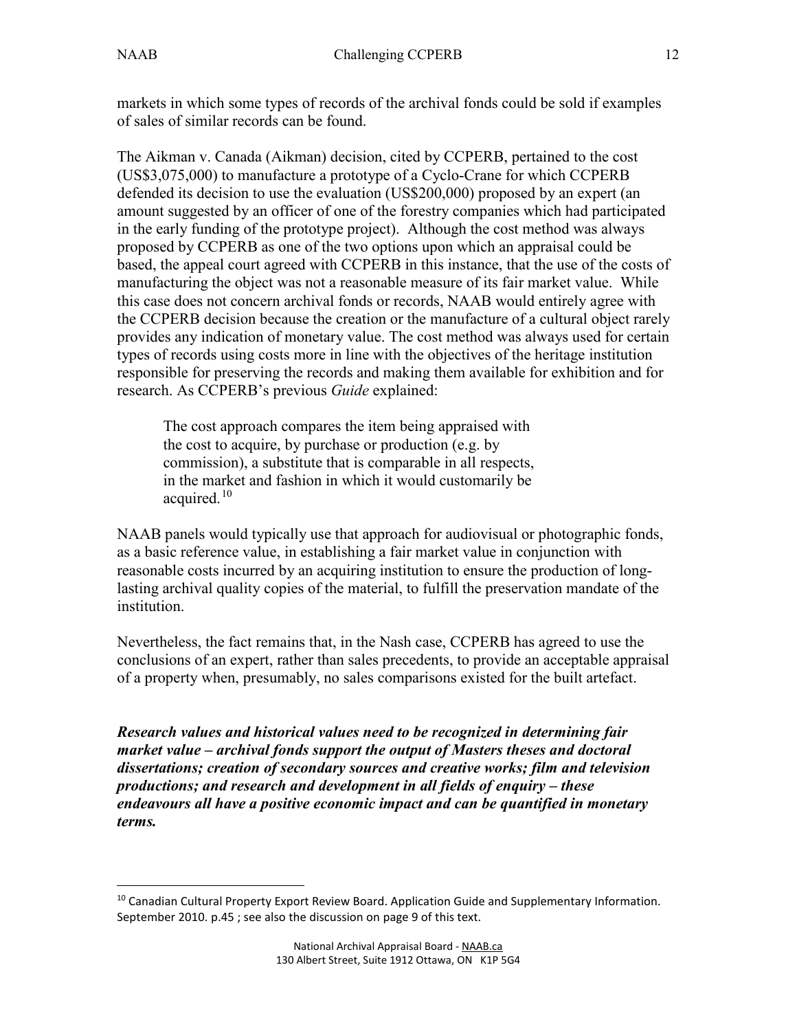markets in which some types of records of the archival fonds could be sold if examples of sales of similar records can be found.

The Aikman v. Canada (Aikman) decision, cited by CCPERB, pertained to the cost (US$3,075,000) to manufacture a prototype of a Cyclo-Crane for which CCPERB defended its decision to use the evaluation (US$200,000) proposed by an expert (an amount suggested by an officer of one of the forestry companies which had participated in the early funding of the prototype project). Although the cost method was always proposed by CCPERB as one of the two options upon which an appraisal could be based, the appeal court agreed with CCPERB in this instance, that the use of the costs of manufacturing the object was not a reasonable measure of its fair market value. While this case does not concern archival fonds or records, NAAB would entirely agree with the CCPERB decision because the creation or the manufacture of a cultural object rarely provides any indication of monetary value. The cost method was always used for certain types of records using costs more in line with the objectives of the heritage institution responsible for preserving the records and making them available for exhibition and for research. As CCPERB's previous *Guide* explained:

> The cost approach compares the item being appraised with the cost to acquire, by purchase or production (e.g. by commission), a substitute that is comparable in all respects, in the market and fashion in which it would customarily be acquired.[10]

NAAB panels would typically use that approach for audiovisual or photographic fonds, as a basic reference value, in establishing a fair market value in conjunction with reasonable costs incurred by an acquiring institution to ensure the production of long-lasting archival quality copies of the material, to fulfill the preservation mandate of the institution.

Nevertheless, the fact remains that, in the Nash case, CCPERB has agreed to use the conclusions of an expert, rather than sales precedents, to provide an acceptable appraisal of a property when, presumably, no sales comparisons existed for the built artefact.

***Research values and historical values need to be recognized in determining fair market value – archival fonds support the output of Masters theses and doctoral dissertations; creation of secondary sources and creative works; film and television productions; and research and development in all fields of enquiry – these endeavours all have a positive economic impact and can be quantified in monetary terms.***

---

[10] Canadian Cultural Property Export Review Board. Application Guide and Supplementary Information. September 2010. p.45 ; see also the discussion on page 9 of this text.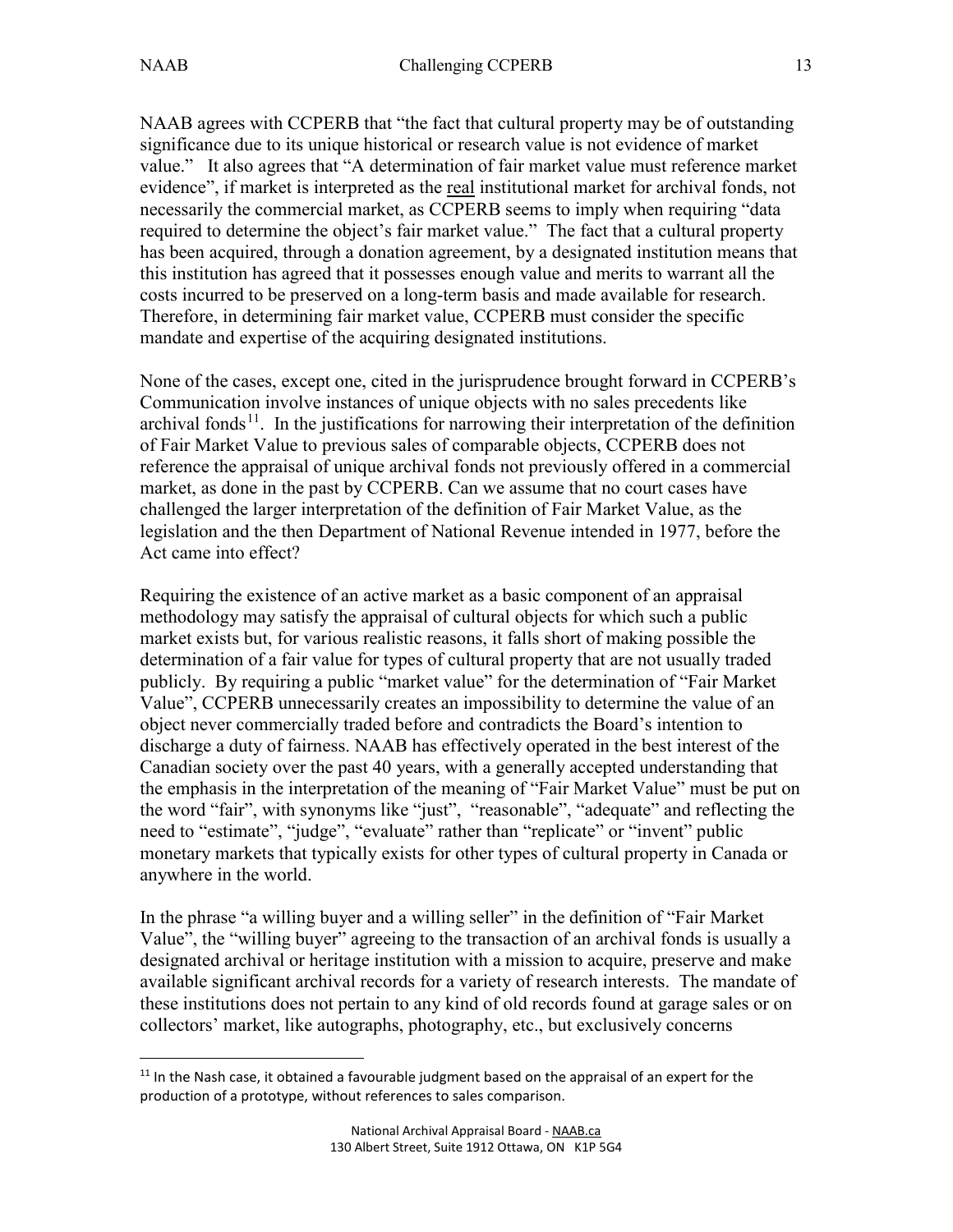NAAB agrees with CCPERB that "the fact that cultural property may be of outstanding significance due to its unique historical or research value is not evidence of market value." It also agrees that "A determination of fair market value must reference market evidence", if market is interpreted as the real institutional market for archival fonds, not necessarily the commercial market, as CCPERB seems to imply when requiring "data required to determine the object's fair market value." The fact that a cultural property has been acquired, through a donation agreement, by a designated institution means that this institution has agreed that it possesses enough value and merits to warrant all the costs incurred to be preserved on a long-term basis and made available for research. Therefore, in determining fair market value, CCPERB must consider the specific mandate and expertise of the acquiring designated institutions.

None of the cases, except one, cited in the jurisprudence brought forward in CCPERB's Communication involve instances of unique objects with no sales precedents like archival fonds[11]. In the justifications for narrowing their interpretation of the definition of Fair Market Value to previous sales of comparable objects, CCPERB does not reference the appraisal of unique archival fonds not previously offered in a commercial market, as done in the past by CCPERB. Can we assume that no court cases have challenged the larger interpretation of the definition of Fair Market Value, as the legislation and the then Department of National Revenue intended in 1977, before the Act came into effect?

Requiring the existence of an active market as a basic component of an appraisal methodology may satisfy the appraisal of cultural objects for which such a public market exists but, for various realistic reasons, it falls short of making possible the determination of a fair value for types of cultural property that are not usually traded publicly. By requiring a public "market value" for the determination of "Fair Market Value", CCPERB unnecessarily creates an impossibility to determine the value of an object never commercially traded before and contradicts the Board's intention to discharge a duty of fairness. NAAB has effectively operated in the best interest of the Canadian society over the past 40 years, with a generally accepted understanding that the emphasis in the interpretation of the meaning of "Fair Market Value" must be put on the word "fair", with synonyms like "just", "reasonable", "adequate" and reflecting the need to "estimate", "judge", "evaluate" rather than "replicate" or "invent" public monetary markets that typically exists for other types of cultural property in Canada or anywhere in the world.

In the phrase "a willing buyer and a willing seller" in the definition of "Fair Market Value", the "willing buyer" agreeing to the transaction of an archival fonds is usually a designated archival or heritage institution with a mission to acquire, preserve and make available significant archival records for a variety of research interests. The mandate of these institutions does not pertain to any kind of old records found at garage sales or on collectors' market, like autographs, photography, etc., but exclusively concerns

[11] In the Nash case, it obtained a favourable judgment based on the appraisal of an expert for the production of a prototype, without references to sales comparison.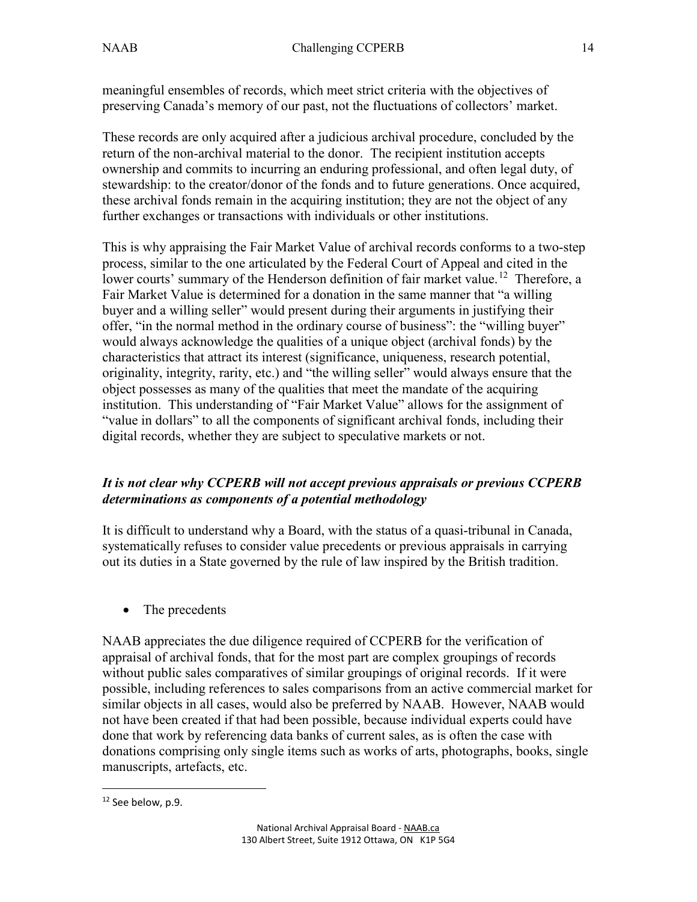meaningful ensembles of records, which meet strict criteria with the objectives of preserving Canada's memory of our past, not the fluctuations of collectors' market.

These records are only acquired after a judicious archival procedure, concluded by the return of the non-archival material to the donor. The recipient institution accepts ownership and commits to incurring an enduring professional, and often legal duty, of stewardship: to the creator/donor of the fonds and to future generations. Once acquired, these archival fonds remain in the acquiring institution; they are not the object of any further exchanges or transactions with individuals or other institutions.

This is why appraising the Fair Market Value of archival records conforms to a two-step process, similar to the one articulated by the Federal Court of Appeal and cited in the lower courts' summary of the Henderson definition of fair market value.[12] Therefore, a Fair Market Value is determined for a donation in the same manner that "a willing buyer and a willing seller" would present during their arguments in justifying their offer, "in the normal method in the ordinary course of business": the "willing buyer" would always acknowledge the qualities of a unique object (archival fonds) by the characteristics that attract its interest (significance, uniqueness, research potential, originality, integrity, rarity, etc.) and "the willing seller" would always ensure that the object possesses as many of the qualities that meet the mandate of the acquiring institution. This understanding of "Fair Market Value" allows for the assignment of "value in dollars" to all the components of significant archival fonds, including their digital records, whether they are subject to speculative markets or not.

***It is not clear why CCPERB will not accept previous appraisals or previous CCPERB determinations as components of a potential methodology***

It is difficult to understand why a Board, with the status of a quasi-tribunal in Canada, systematically refuses to consider value precedents or previous appraisals in carrying out its duties in a State governed by the rule of law inspired by the British tradition.

- The precedents

NAAB appreciates the due diligence required of CCPERB for the verification of appraisal of archival fonds, that for the most part are complex groupings of records without public sales comparatives of similar groupings of original records. If it were possible, including references to sales comparisons from an active commercial market for similar objects in all cases, would also be preferred by NAAB. However, NAAB would not have been created if that had been possible, because individual experts could have done that work by referencing data banks of current sales, as is often the case with donations comprising only single items such as works of arts, photographs, books, single manuscripts, artefacts, etc.

[12] See below, p.9.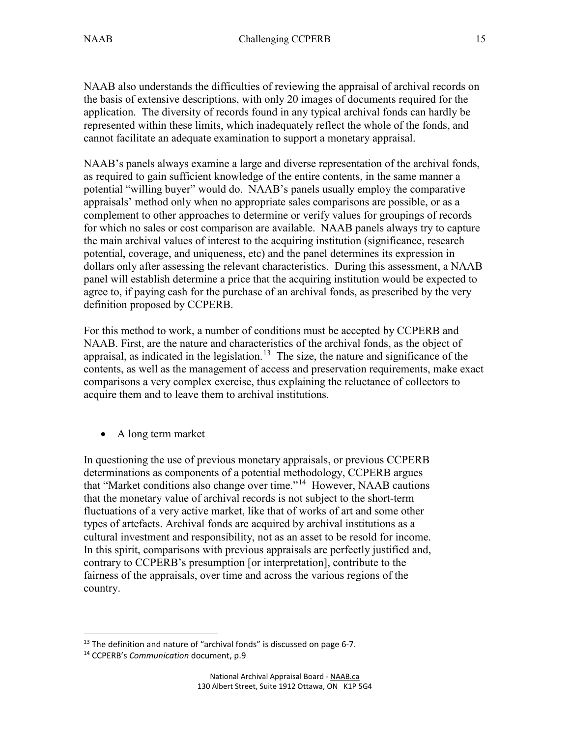NAAB also understands the difficulties of reviewing the appraisal of archival records on the basis of extensive descriptions, with only 20 images of documents required for the application. The diversity of records found in any typical archival fonds can hardly be represented within these limits, which inadequately reflect the whole of the fonds, and cannot facilitate an adequate examination to support a monetary appraisal.

NAAB's panels always examine a large and diverse representation of the archival fonds, as required to gain sufficient knowledge of the entire contents, in the same manner a potential "willing buyer" would do. NAAB's panels usually employ the comparative appraisals' method only when no appropriate sales comparisons are possible, or as a complement to other approaches to determine or verify values for groupings of records for which no sales or cost comparison are available. NAAB panels always try to capture the main archival values of interest to the acquiring institution (significance, research potential, coverage, and uniqueness, etc) and the panel determines its expression in dollars only after assessing the relevant characteristics. During this assessment, a NAAB panel will establish determine a price that the acquiring institution would be expected to agree to, if paying cash for the purchase of an archival fonds, as prescribed by the very definition proposed by CCPERB.

For this method to work, a number of conditions must be accepted by CCPERB and NAAB. First, are the nature and characteristics of the archival fonds, as the object of appraisal, as indicated in the legislation.[13] The size, the nature and significance of the contents, as well as the management of access and preservation requirements, make exact comparisons a very complex exercise, thus explaining the reluctance of collectors to acquire them and to leave them to archival institutions.

- A long term market

In questioning the use of previous monetary appraisals, or previous CCPERB determinations as components of a potential methodology, CCPERB argues that "Market conditions also change over time."[14] However, NAAB cautions that the monetary value of archival records is not subject to the short-term fluctuations of a very active market, like that of works of art and some other types of artefacts. Archival fonds are acquired by archival institutions as a cultural investment and responsibility, not as an asset to be resold for income. In this spirit, comparisons with previous appraisals are perfectly justified and, contrary to CCPERB's presumption [or interpretation], contribute to the fairness of the appraisals, over time and across the various regions of the country.

---

[13] The definition and nature of "archival fonds" is discussed on page 6-7.

[14] CCPERB's *Communication* document, p.9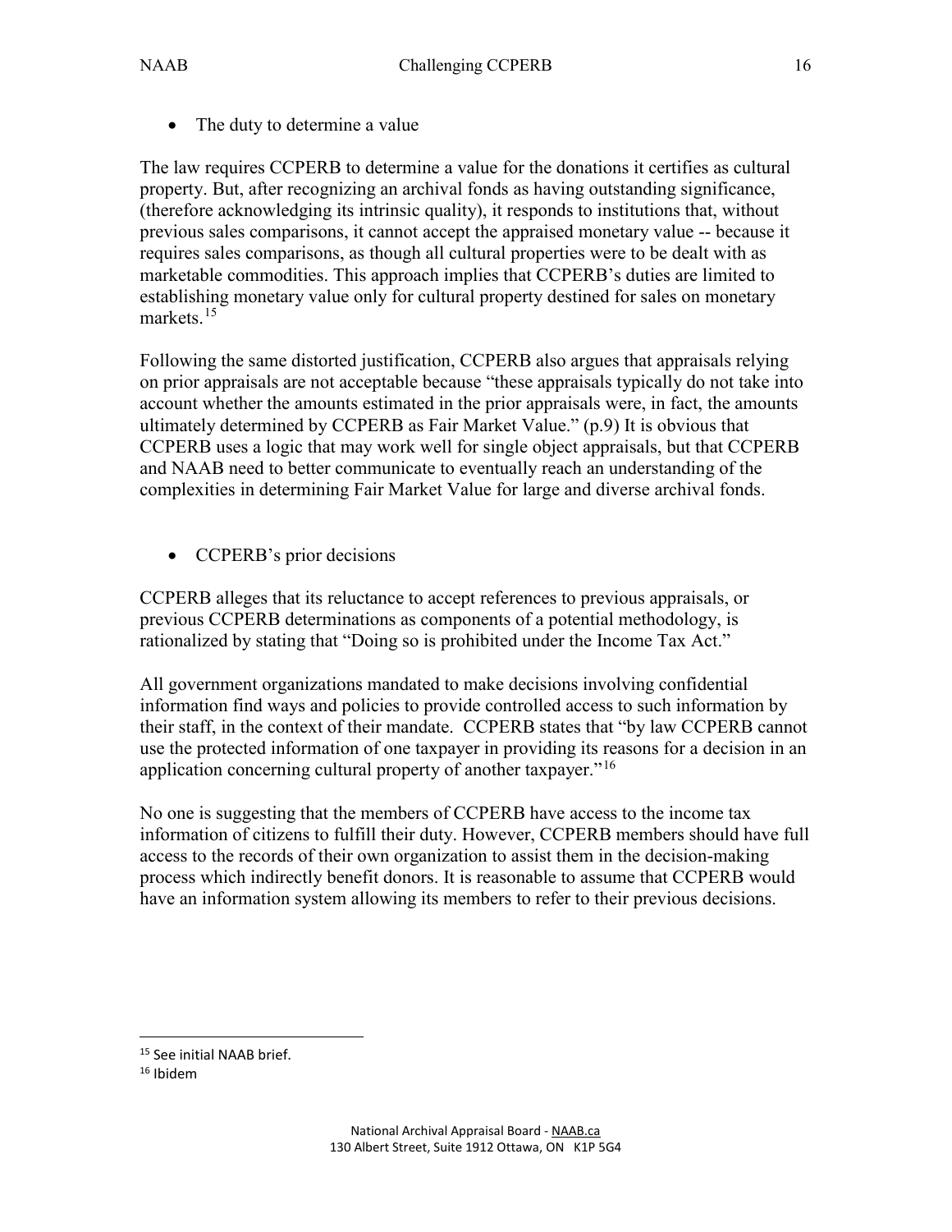- The duty to determine a value

The law requires CCPERB to determine a value for the donations it certifies as cultural property. But, after recognizing an archival fonds as having outstanding significance, (therefore acknowledging its intrinsic quality), it responds to institutions that, without previous sales comparisons, it cannot accept the appraised monetary value -- because it requires sales comparisons, as though all cultural properties were to be dealt with as marketable commodities. This approach implies that CCPERB's duties are limited to establishing monetary value only for cultural property destined for sales on monetary markets.[15]

Following the same distorted justification, CCPERB also argues that appraisals relying on prior appraisals are not acceptable because "these appraisals typically do not take into account whether the amounts estimated in the prior appraisals were, in fact, the amounts ultimately determined by CCPERB as Fair Market Value." (p.9) It is obvious that CCPERB uses a logic that may work well for single object appraisals, but that CCPERB and NAAB need to better communicate to eventually reach an understanding of the complexities in determining Fair Market Value for large and diverse archival fonds.

- CCPERB's prior decisions

CCPERB alleges that its reluctance to accept references to previous appraisals, or previous CCPERB determinations as components of a potential methodology, is rationalized by stating that "Doing so is prohibited under the Income Tax Act."

All government organizations mandated to make decisions involving confidential information find ways and policies to provide controlled access to such information by their staff, in the context of their mandate. CCPERB states that "by law CCPERB cannot use the protected information of one taxpayer in providing its reasons for a decision in an application concerning cultural property of another taxpayer."[16]

No one is suggesting that the members of CCPERB have access to the income tax information of citizens to fulfill their duty. However, CCPERB members should have full access to the records of their own organization to assist them in the decision-making process which indirectly benefit donors. It is reasonable to assume that CCPERB would have an information system allowing its members to refer to their previous decisions.

[15] See initial NAAB brief.
[16] Ibidem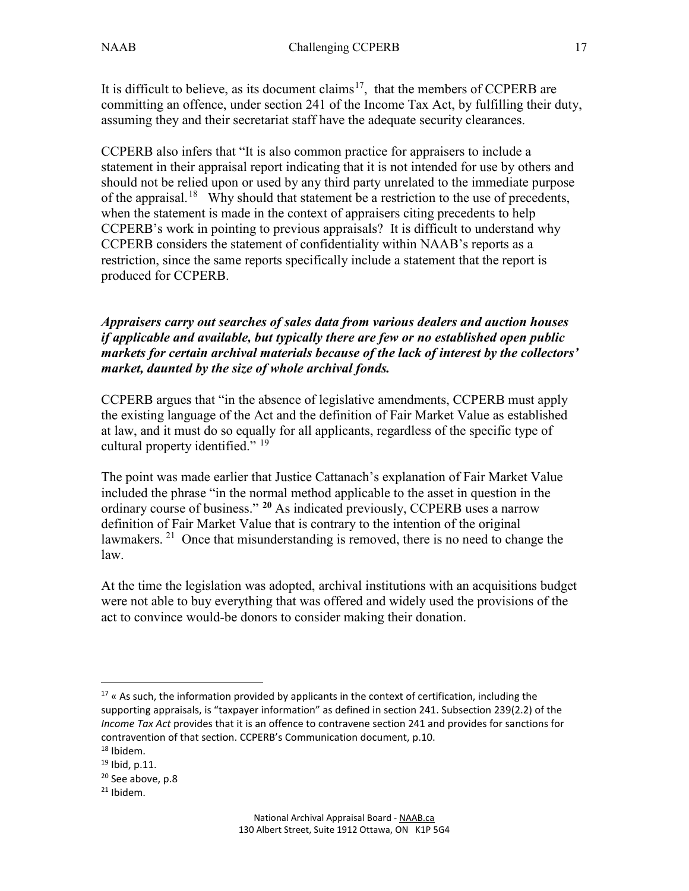It is difficult to believe, as its document claims[17], that the members of CCPERB are committing an offence, under section 241 of the Income Tax Act, by fulfilling their duty, assuming they and their secretariat staff have the adequate security clearances.

CCPERB also infers that "It is also common practice for appraisers to include a statement in their appraisal report indicating that it is not intended for use by others and should not be relied upon or used by any third party unrelated to the immediate purpose of the appraisal.[18] Why should that statement be a restriction to the use of precedents, when the statement is made in the context of appraisers citing precedents to help CCPERB's work in pointing to previous appraisals? It is difficult to understand why CCPERB considers the statement of confidentiality within NAAB's reports as a restriction, since the same reports specifically include a statement that the report is produced for CCPERB.

***Appraisers carry out searches of sales data from various dealers and auction houses if applicable and available, but typically there are few or no established open public markets for certain archival materials because of the lack of interest by the collectors' market, daunted by the size of whole archival fonds.***

CCPERB argues that "in the absence of legislative amendments, CCPERB must apply the existing language of the Act and the definition of Fair Market Value as established at law, and it must do so equally for all applicants, regardless of the specific type of cultural property identified." [19]

The point was made earlier that Justice Cattanach's explanation of Fair Market Value included the phrase "in the normal method applicable to the asset in question in the ordinary course of business." [20] As indicated previously, CCPERB uses a narrow definition of Fair Market Value that is contrary to the intention of the original lawmakers. [21] Once that misunderstanding is removed, there is no need to change the law.

At the time the legislation was adopted, archival institutions with an acquisitions budget were not able to buy everything that was offered and widely used the provisions of the act to convince would-be donors to consider making their donation.

---

[17] « As such, the information provided by applicants in the context of certification, including the supporting appraisals, is "taxpayer information" as defined in section 241. Subsection 239(2.2) of the *Income Tax Act* provides that it is an offence to contravene section 241 and provides for sanctions for contravention of that section. CCPERB's Communication document, p.10.

[18] Ibidem.

[19] Ibid, p.11.

[20] See above, p.8

[21] Ibidem.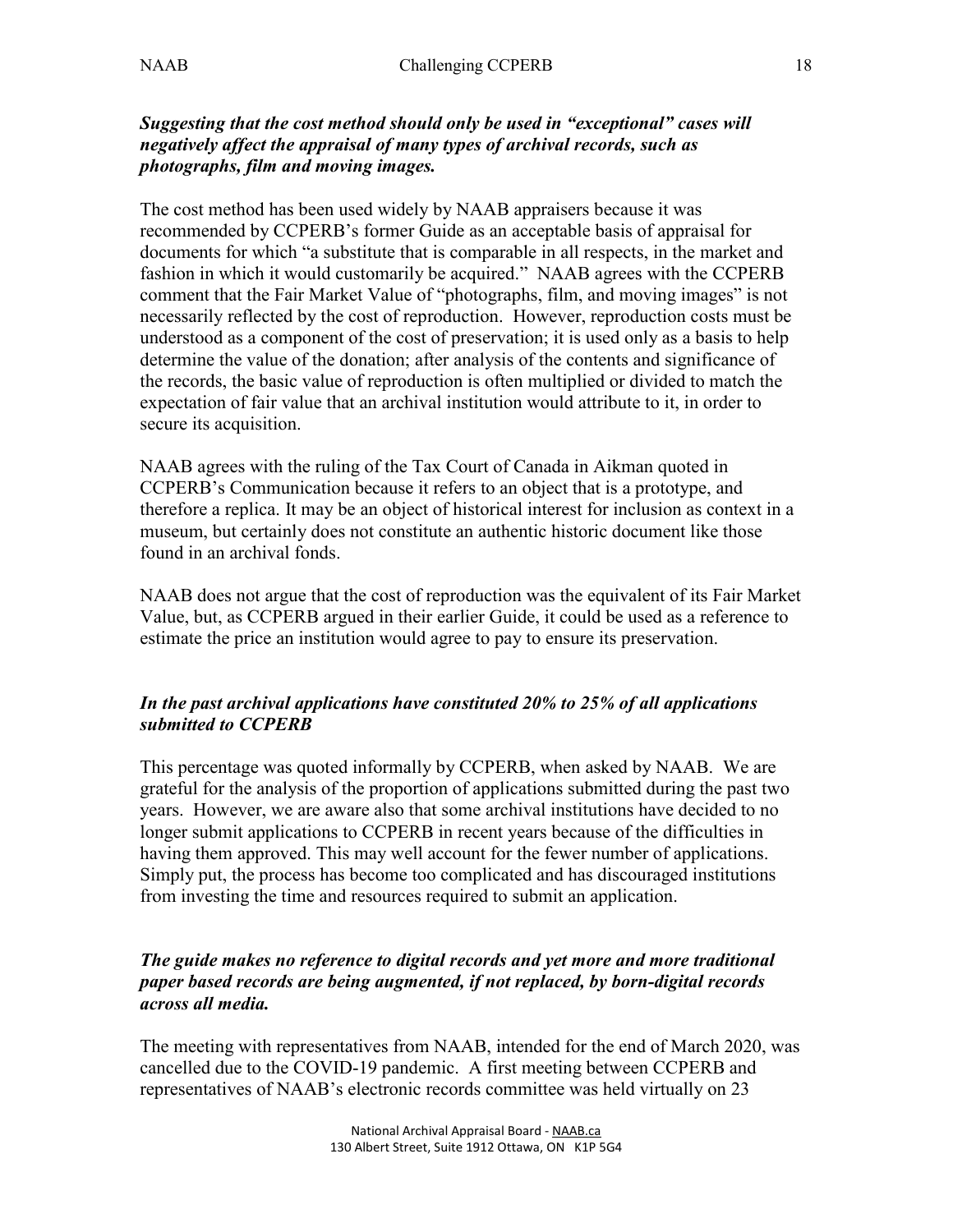***Suggesting that the cost method should only be used in "exceptional" cases will negatively affect the appraisal of many types of archival records, such as photographs, film and moving images.***

The cost method has been used widely by NAAB appraisers because it was recommended by CCPERB's former Guide as an acceptable basis of appraisal for documents for which "a substitute that is comparable in all respects, in the market and fashion in which it would customarily be acquired." NAAB agrees with the CCPERB comment that the Fair Market Value of "photographs, film, and moving images" is not necessarily reflected by the cost of reproduction. However, reproduction costs must be understood as a component of the cost of preservation; it is used only as a basis to help determine the value of the donation; after analysis of the contents and significance of the records, the basic value of reproduction is often multiplied or divided to match the expectation of fair value that an archival institution would attribute to it, in order to secure its acquisition.

NAAB agrees with the ruling of the Tax Court of Canada in Aikman quoted in CCPERB's Communication because it refers to an object that is a prototype, and therefore a replica. It may be an object of historical interest for inclusion as context in a museum, but certainly does not constitute an authentic historic document like those found in an archival fonds.

NAAB does not argue that the cost of reproduction was the equivalent of its Fair Market Value, but, as CCPERB argued in their earlier Guide, it could be used as a reference to estimate the price an institution would agree to pay to ensure its preservation.

***In the past archival applications have constituted 20% to 25% of all applications submitted to CCPERB***

This percentage was quoted informally by CCPERB, when asked by NAAB. We are grateful for the analysis of the proportion of applications submitted during the past two years. However, we are aware also that some archival institutions have decided to no longer submit applications to CCPERB in recent years because of the difficulties in having them approved. This may well account for the fewer number of applications. Simply put, the process has become too complicated and has discouraged institutions from investing the time and resources required to submit an application.

***The guide makes no reference to digital records and yet more and more traditional paper based records are being augmented, if not replaced, by born-digital records across all media.***

The meeting with representatives from NAAB, intended for the end of March 2020, was cancelled due to the COVID-19 pandemic. A first meeting between CCPERB and representatives of NAAB's electronic records committee was held virtually on 23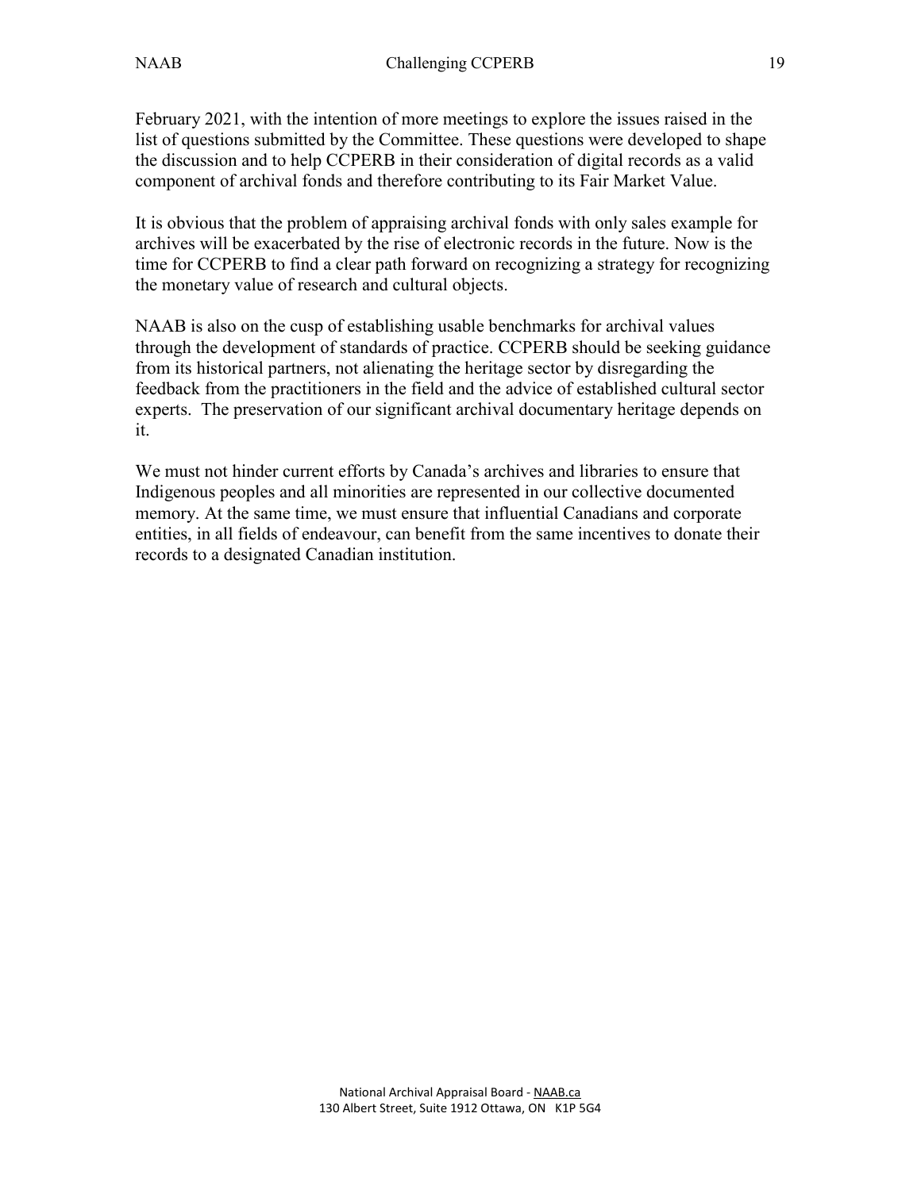February 2021, with the intention of more meetings to explore the issues raised in the list of questions submitted by the Committee. These questions were developed to shape the discussion and to help CCPERB in their consideration of digital records as a valid component of archival fonds and therefore contributing to its Fair Market Value.

It is obvious that the problem of appraising archival fonds with only sales example for archives will be exacerbated by the rise of electronic records in the future. Now is the time for CCPERB to find a clear path forward on recognizing a strategy for recognizing the monetary value of research and cultural objects.

NAAB is also on the cusp of establishing usable benchmarks for archival values through the development of standards of practice. CCPERB should be seeking guidance from its historical partners, not alienating the heritage sector by disregarding the feedback from the practitioners in the field and the advice of established cultural sector experts. The preservation of our significant archival documentary heritage depends on it.

We must not hinder current efforts by Canada's archives and libraries to ensure that Indigenous peoples and all minorities are represented in our collective documented memory. At the same time, we must ensure that influential Canadians and corporate entities, in all fields of endeavour, can benefit from the same incentives to donate their records to a designated Canadian institution.